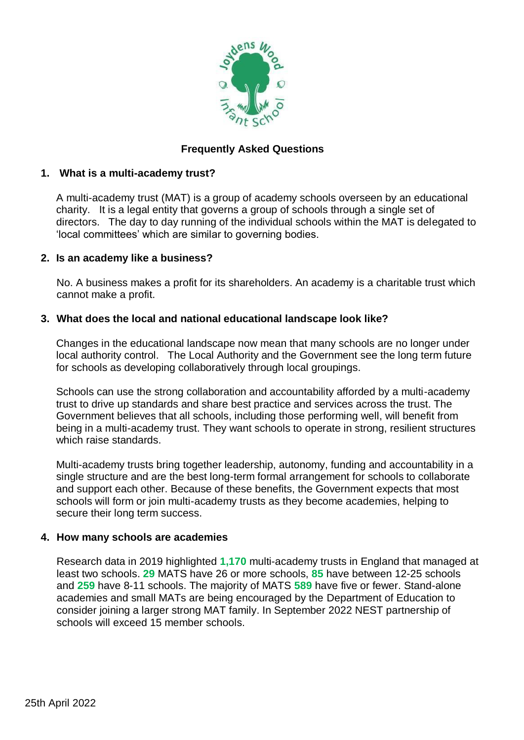# Frequently Asked Questions

## 1. What is a multi-academy trust?

A multi-academy trust (MAT) is a group of academy schools overseen by an educational charity. It is a legal entity that governs a group of schools through a single set of directors. The day to day running of the individual schools within the MAT is delegated to 'local committees' which are similar to governing bodies.

## 2. Is an academy like a business?

No. A business makes a profit for its shareholders. An academy is a charitable trust which cannot make a profit.

## 3. What does the local and national educational landscape look like?

Changes in the educational landscape now mean that many schools are no longer under local authority control. The Local Authority and the Government see the long term future for schools as developing collaboratively through local groupings.

Schools can use the strong collaboration and accountability afforded by a multi-academy trust to drive up standards and share best practice and services across the trust. The Government believes that all schools, including those performing well, will benefit from being in a multi-academy trust. They want schools to operate in strong, resilient structures which raise standards.

Multi-academy trusts bring together leadership, autonomy, funding and accountability in a single structure and are the best long-term formal arrangement for schools to collaborate and support each other. Because of these benefits, the Government expects that most schools will form or join multi-academy trusts as they become academies, helping to secure their long term success.

## 4. How many schools are academies

Research data in 2019 highlighted **1,170** multi-academy trusts in England that managed at least two schools. **29** MATS have 26 or more schools, **85** have between 12-25 schools and **259** have 8-11 schools. The majority of MATS **589** have five or fewer. Stand-alone academies and small MATs are being encouraged by the Department of Education to consider joining a larger strong MAT family. In September 2022 NEST partnership of schools will exceed 15 member schools.

25th April 2022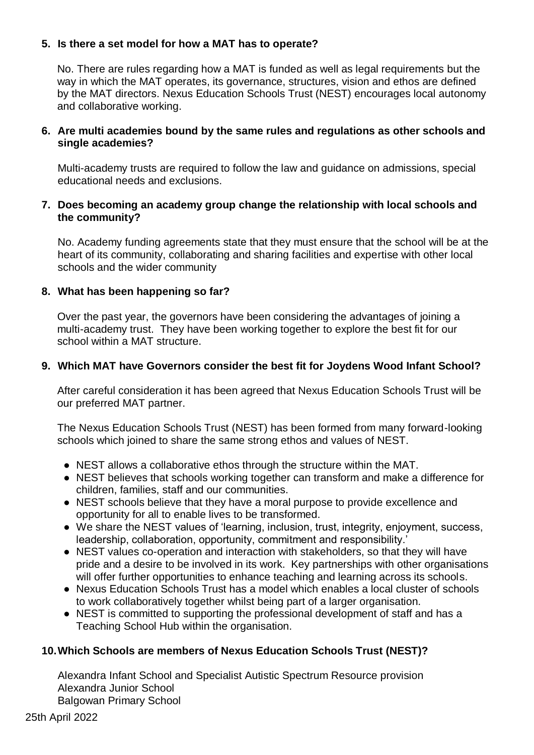**5. Is there a set model for how a MAT has to operate?**

No. There are rules regarding how a MAT is funded as well as legal requirements but the way in which the MAT operates, its governance, structures, vision and ethos are defined by the MAT directors. Nexus Education Schools Trust (NEST) encourages local autonomy and collaborative working.

**6. Are multi academies bound by the same rules and regulations as other schools and single academies?**

Multi-academy trusts are required to follow the law and guidance on admissions, special educational needs and exclusions.

**7. Does becoming an academy group change the relationship with local schools and the community?**

No. Academy funding agreements state that they must ensure that the school will be at the heart of its community, collaborating and sharing facilities and expertise with other local schools and the wider community

**8. What has been happening so far?**

Over the past year, the governors have been considering the advantages of joining a multi-academy trust. They have been working together to explore the best fit for our school within a MAT structure.

**9. Which MAT have Governors consider the best fit for Joydens Wood Infant School?**

After careful consideration it has been agreed that Nexus Education Schools Trust will be our preferred MAT partner.

The Nexus Education Schools Trust (NEST) has been formed from many forward-looking schools which joined to share the same strong ethos and values of NEST.

- NEST allows a collaborative ethos through the structure within the MAT.
- NEST believes that schools working together can transform and make a difference for children, families, staff and our communities.
- NEST schools believe that they have a moral purpose to provide excellence and opportunity for all to enable lives to be transformed.
- We share the NEST values of 'learning, inclusion, trust, integrity, enjoyment, success, leadership, collaboration, opportunity, commitment and responsibility.'
- NEST values co-operation and interaction with stakeholders, so that they will have pride and a desire to be involved in its work. Key partnerships with other organisations will offer further opportunities to enhance teaching and learning across its schools.
- Nexus Education Schools Trust has a model which enables a local cluster of schools to work collaboratively together whilst being part of a larger organisation.
- NEST is committed to supporting the professional development of staff and has a Teaching School Hub within the organisation.

**10. Which Schools are members of Nexus Education Schools Trust (NEST)?**

Alexandra Infant School and Specialist Autistic Spectrum Resource provision
Alexandra Junior School
Balgowan Primary School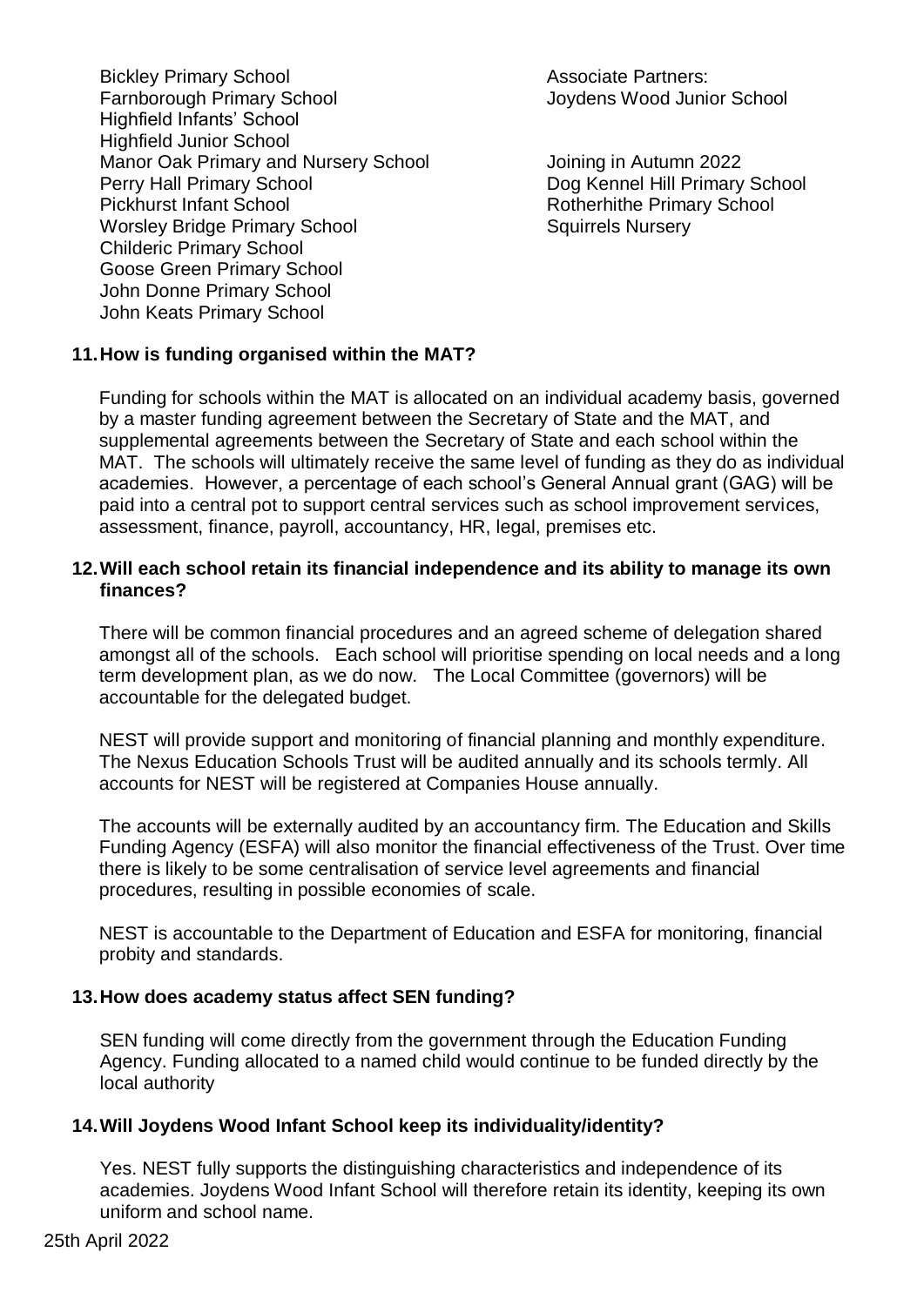Bickley Primary School
Farnborough Primary School
Highfield Infants' School
Highfield Junior School
Manor Oak Primary and Nursery School
Perry Hall Primary School
Pickhurst Infant School
Worsley Bridge Primary School
Childeric Primary School
Goose Green Primary School
John Donne Primary School
John Keats Primary School

Associate Partners:
Joydens Wood Junior School

Joining in Autumn 2022
Dog Kennel Hill Primary School
Rotherhithe Primary School
Squirrels Nursery

**11. How is funding organised within the MAT?**

Funding for schools within the MAT is allocated on an individual academy basis, governed by a master funding agreement between the Secretary of State and the MAT, and supplemental agreements between the Secretary of State and each school within the MAT. The schools will ultimately receive the same level of funding as they do as individual academies. However, a percentage of each school's General Annual grant (GAG) will be paid into a central pot to support central services such as school improvement services, assessment, finance, payroll, accountancy, HR, legal, premises etc.

**12. Will each school retain its financial independence and its ability to manage its own finances?**

There will be common financial procedures and an agreed scheme of delegation shared amongst all of the schools. Each school will prioritise spending on local needs and a long term development plan, as we do now. The Local Committee (governors) will be accountable for the delegated budget.

NEST will provide support and monitoring of financial planning and monthly expenditure. The Nexus Education Schools Trust will be audited annually and its schools termly. All accounts for NEST will be registered at Companies House annually.

The accounts will be externally audited by an accountancy firm. The Education and Skills Funding Agency (ESFA) will also monitor the financial effectiveness of the Trust. Over time there is likely to be some centralisation of service level agreements and financial procedures, resulting in possible economies of scale.

NEST is accountable to the Department of Education and ESFA for monitoring, financial probity and standards.

**13. How does academy status affect SEN funding?**

SEN funding will come directly from the government through the Education Funding Agency. Funding allocated to a named child would continue to be funded directly by the local authority

**14. Will Joydens Wood Infant School keep its individuality/identity?**

Yes. NEST fully supports the distinguishing characteristics and independence of its academies. Joydens Wood Infant School will therefore retain its identity, keeping its own uniform and school name.

25th April 2022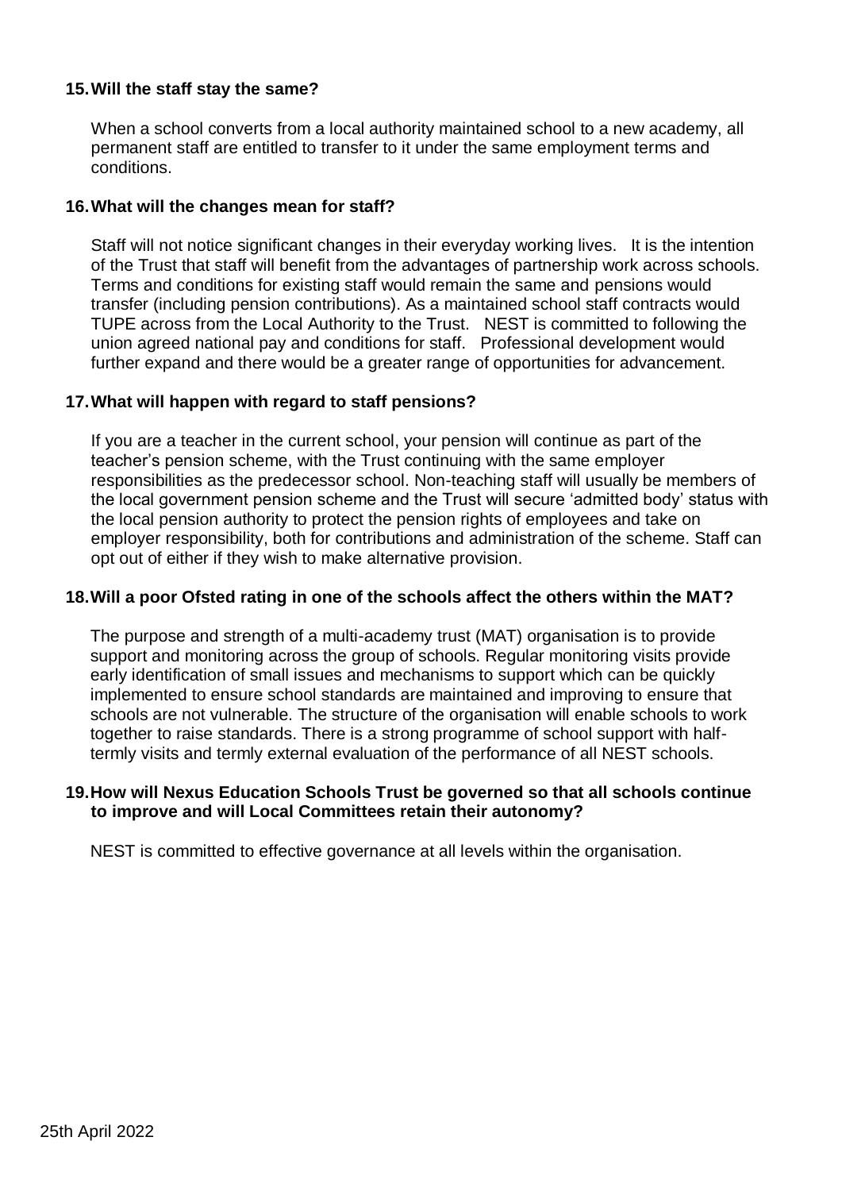**15. Will the staff stay the same?**

When a school converts from a local authority maintained school to a new academy, all permanent staff are entitled to transfer to it under the same employment terms and conditions.

**16. What will the changes mean for staff?**

Staff will not notice significant changes in their everyday working lives. It is the intention of the Trust that staff will benefit from the advantages of partnership work across schools. Terms and conditions for existing staff would remain the same and pensions would transfer (including pension contributions). As a maintained school staff contracts would TUPE across from the Local Authority to the Trust. NEST is committed to following the union agreed national pay and conditions for staff. Professional development would further expand and there would be a greater range of opportunities for advancement.

**17. What will happen with regard to staff pensions?**

If you are a teacher in the current school, your pension will continue as part of the teacher's pension scheme, with the Trust continuing with the same employer responsibilities as the predecessor school. Non-teaching staff will usually be members of the local government pension scheme and the Trust will secure 'admitted body' status with the local pension authority to protect the pension rights of employees and take on employer responsibility, both for contributions and administration of the scheme. Staff can opt out of either if they wish to make alternative provision.

**18. Will a poor Ofsted rating in one of the schools affect the others within the MAT?**

The purpose and strength of a multi-academy trust (MAT) organisation is to provide support and monitoring across the group of schools. Regular monitoring visits provide early identification of small issues and mechanisms to support which can be quickly implemented to ensure school standards are maintained and improving to ensure that schools are not vulnerable. The structure of the organisation will enable schools to work together to raise standards. There is a strong programme of school support with half-termly visits and termly external evaluation of the performance of all NEST schools.

**19. How will Nexus Education Schools Trust be governed so that all schools continue to improve and will Local Committees retain their autonomy?**

NEST is committed to effective governance at all levels within the organisation.

25th April 2022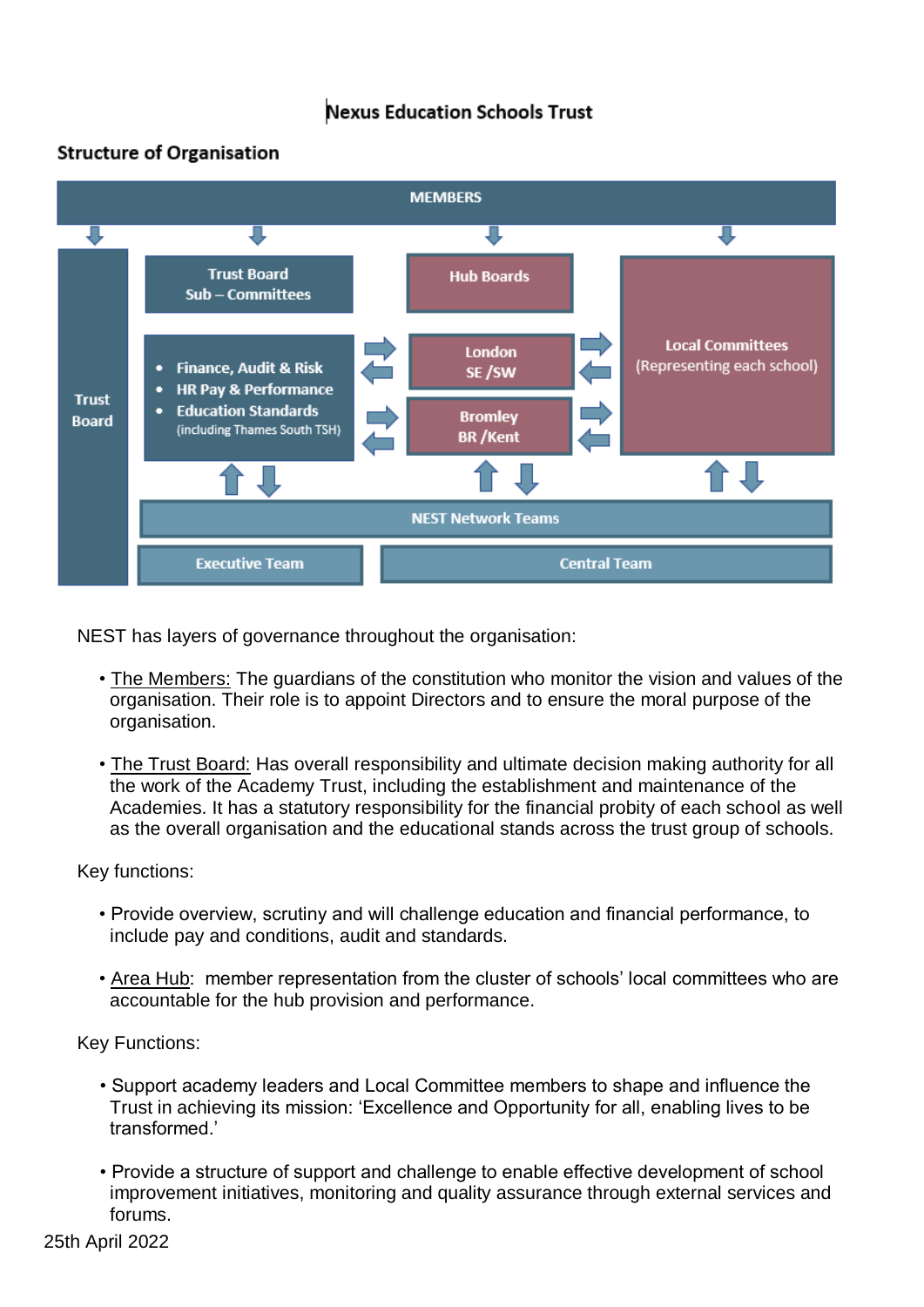# Nexus Education Schools Trust

## Structure of Organisation

MEMBERS

Trust Board

Trust Board Sub – Committees

- Finance, Audit & Risk
- HR Pay & Performance
- Education Standards (including Thames South TSH)

Hub Boards

London SE /SW

Bromley BR /Kent

Local Committees (Representing each school)

NEST Network Teams

Executive Team

Central Team

NEST has layers of governance throughout the organisation:

- The Members: The guardians of the constitution who monitor the vision and values of the organisation. Their role is to appoint Directors and to ensure the moral purpose of the organisation.

- The Trust Board: Has overall responsibility and ultimate decision making authority for all the work of the Academy Trust, including the establishment and maintenance of the Academies. It has a statutory responsibility for the financial probity of each school as well as the overall organisation and the educational stands across the trust group of schools.

Key functions:

- Provide overview, scrutiny and will challenge education and financial performance, to include pay and conditions, audit and standards.

- Area Hub: member representation from the cluster of schools' local committees who are accountable for the hub provision and performance.

Key Functions:

- Support academy leaders and Local Committee members to shape and influence the Trust in achieving its mission: 'Excellence and Opportunity for all, enabling lives to be transformed.'

- Provide a structure of support and challenge to enable effective development of school improvement initiatives, monitoring and quality assurance through external services and forums.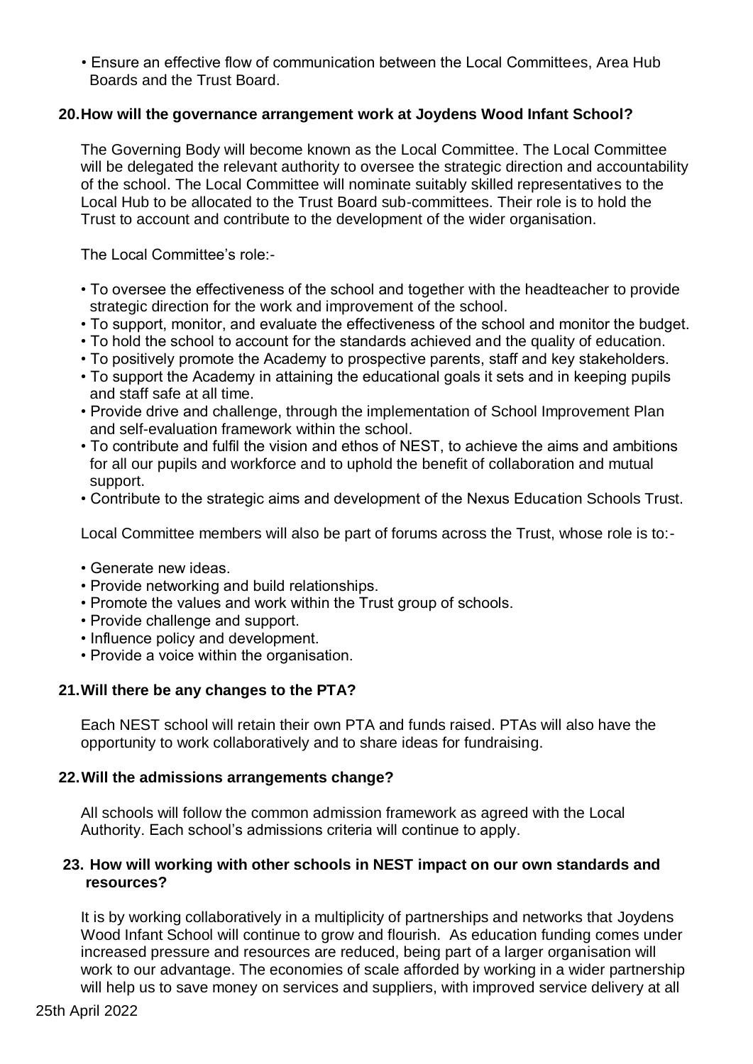- Ensure an effective flow of communication between the Local Committees, Area Hub Boards and the Trust Board.

### 20. How will the governance arrangement work at Joydens Wood Infant School?

The Governing Body will become known as the Local Committee. The Local Committee will be delegated the relevant authority to oversee the strategic direction and accountability of the school. The Local Committee will nominate suitably skilled representatives to the Local Hub to be allocated to the Trust Board sub-committees. Their role is to hold the Trust to account and contribute to the development of the wider organisation.

The Local Committee's role:-

- To oversee the effectiveness of the school and together with the headteacher to provide strategic direction for the work and improvement of the school.
- To support, monitor, and evaluate the effectiveness of the school and monitor the budget.
- To hold the school to account for the standards achieved and the quality of education.
- To positively promote the Academy to prospective parents, staff and key stakeholders.
- To support the Academy in attaining the educational goals it sets and in keeping pupils and staff safe at all time.
- Provide drive and challenge, through the implementation of School Improvement Plan and self-evaluation framework within the school.
- To contribute and fulfil the vision and ethos of NEST, to achieve the aims and ambitions for all our pupils and workforce and to uphold the benefit of collaboration and mutual support.
- Contribute to the strategic aims and development of the Nexus Education Schools Trust.

Local Committee members will also be part of forums across the Trust, whose role is to:-

- Generate new ideas.
- Provide networking and build relationships.
- Promote the values and work within the Trust group of schools.
- Provide challenge and support.
- Influence policy and development.
- Provide a voice within the organisation.

### 21. Will there be any changes to the PTA?

Each NEST school will retain their own PTA and funds raised. PTAs will also have the opportunity to work collaboratively and to share ideas for fundraising.

### 22. Will the admissions arrangements change?

All schools will follow the common admission framework as agreed with the Local Authority. Each school's admissions criteria will continue to apply.

### 23. How will working with other schools in NEST impact on our own standards and resources?

It is by working collaboratively in a multiplicity of partnerships and networks that Joydens Wood Infant School will continue to grow and flourish. As education funding comes under increased pressure and resources are reduced, being part of a larger organisation will work to our advantage. The economies of scale afforded by working in a wider partnership will help us to save money on services and suppliers, with improved service delivery at all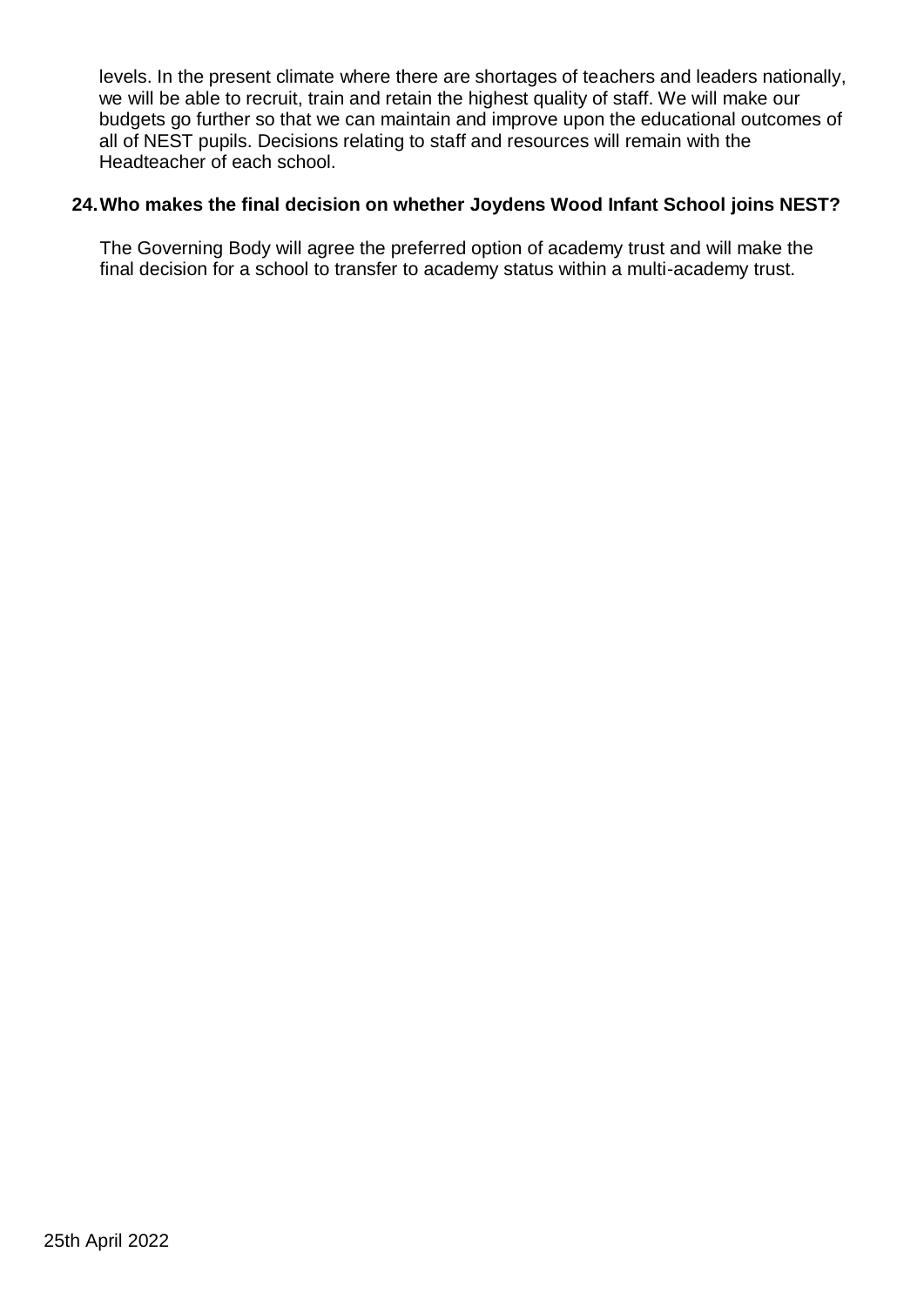levels. In the present climate where there are shortages of teachers and leaders nationally, we will be able to recruit, train and retain the highest quality of staff. We will make our budgets go further so that we can maintain and improve upon the educational outcomes of all of NEST pupils. Decisions relating to staff and resources will remain with the Headteacher of each school.

**24. Who makes the final decision on whether Joydens Wood Infant School joins NEST?**

The Governing Body will agree the preferred option of academy trust and will make the final decision for a school to transfer to academy status within a multi-academy trust.

25th April 2022